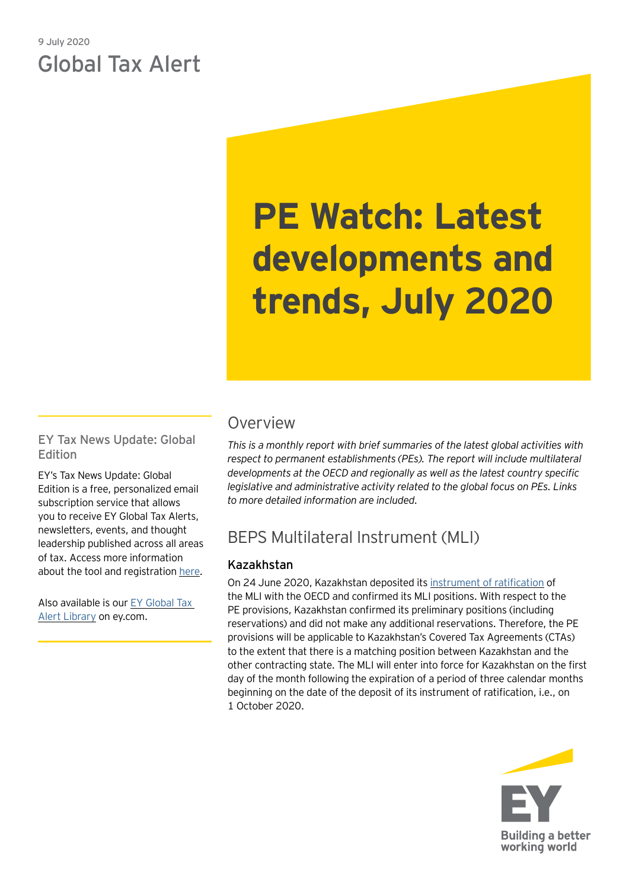9 July 2020

# Global Tax Alert

# PE Watch: Latest developments and trends, July 2020

## Overview

*This is a monthly report with brief summaries of the latest global activities with respect to permanent establishments (PEs). The report will include multilateral developments at the OECD and regionally as well as the latest country specific legislative and administrative activity related to the global focus on PEs. Links to more detailed information are included.*

## BEPS Multilateral Instrument (MLI)

### Kazakhstan

On 24 June 2020, Kazakhstan deposited its instrument of ratification of the MLI with the OECD and confirmed its MLI positions. With respect to the PE provisions, Kazakhstan confirmed its preliminary positions (including reservations) and did not make any additional reservations. Therefore, the PE provisions will be applicable to Kazakhstan's Covered Tax Agreements (CTAs) to the extent that there is a matching position between Kazakhstan and the other contracting state. The MLI will enter into force for Kazakhstan on the first day of the month following the expiration of a period of three calendar months beginning on the date of the deposit of its instrument of ratification, i.e., on 1 October 2020.

### EY Tax News Update: Global Edition

EY's Tax News Update: Global Edition is a free, personalized email subscription service that allows you to receive EY Global Tax Alerts, newsletters, events, and thought leadership published across all areas of tax. Access more information about the tool and registration here.

Also available is our EY Global Tax Alert Library on ey.com.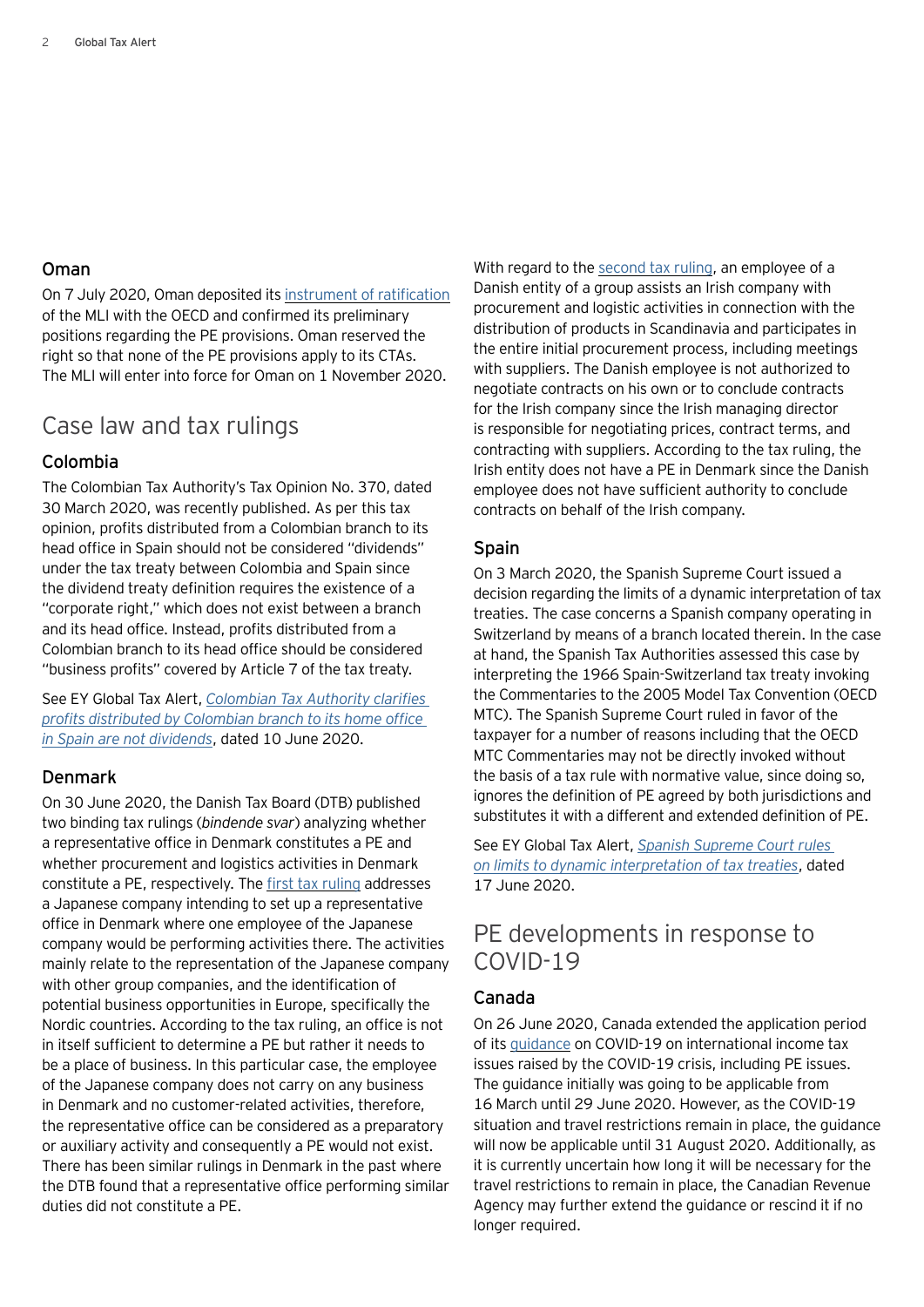### Oman

On 7 July 2020, Oman deposited its instrument of ratification of the MLI with the OECD and confirmed its preliminary positions regarding the PE provisions. Oman reserved the right so that none of the PE provisions apply to its CTAs. The MLI will enter into force for Oman on 1 November 2020.

## Case law and tax rulings

### Colombia

The Colombian Tax Authority's Tax Opinion No. 370, dated 30 March 2020, was recently published. As per this tax opinion, profits distributed from a Colombian branch to its head office in Spain should not be considered "dividends" under the tax treaty between Colombia and Spain since the dividend treaty definition requires the existence of a "corporate right," which does not exist between a branch and its head office. Instead, profits distributed from a Colombian branch to its head office should be considered "business profits" covered by Article 7 of the tax treaty.

See EY Global Tax Alert, *Colombian Tax Authority clarifies profits distributed by Colombian branch to its home office in Spain are not dividends*, dated 10 June 2020.

### Denmark

On 30 June 2020, the Danish Tax Board (DTB) published two binding tax rulings (*bindende svar*) analyzing whether a representative office in Denmark constitutes a PE and whether procurement and logistics activities in Denmark constitute a PE, respectively. The first tax ruling addresses a Japanese company intending to set up a representative office in Denmark where one employee of the Japanese company would be performing activities there. The activities mainly relate to the representation of the Japanese company with other group companies, and the identification of potential business opportunities in Europe, specifically the Nordic countries. According to the tax ruling, an office is not in itself sufficient to determine a PE but rather it needs to be a place of business. In this particular case, the employee of the Japanese company does not carry on any business in Denmark and no customer-related activities, therefore, the representative office can be considered as a preparatory or auxiliary activity and consequently a PE would not exist. There has been similar rulings in Denmark in the past where the DTB found that a representative office performing similar duties did not constitute a PE.

With regard to the second tax ruling, an employee of a Danish entity of a group assists an Irish company with procurement and logistic activities in connection with the distribution of products in Scandinavia and participates in the entire initial procurement process, including meetings with suppliers. The Danish employee is not authorized to negotiate contracts on his own or to conclude contracts for the Irish company since the Irish managing director is responsible for negotiating prices, contract terms, and contracting with suppliers. According to the tax ruling, the Irish entity does not have a PE in Denmark since the Danish employee does not have sufficient authority to conclude contracts on behalf of the Irish company.

### Spain

On 3 March 2020, the Spanish Supreme Court issued a decision regarding the limits of a dynamic interpretation of tax treaties. The case concerns a Spanish company operating in Switzerland by means of a branch located therein. In the case at hand, the Spanish Tax Authorities assessed this case by interpreting the 1966 Spain-Switzerland tax treaty invoking the Commentaries to the 2005 Model Tax Convention (OECD MTC). The Spanish Supreme Court ruled in favor of the taxpayer for a number of reasons including that the OECD MTC Commentaries may not be directly invoked without the basis of a tax rule with normative value, since doing so, ignores the definition of PE agreed by both jurisdictions and substitutes it with a different and extended definition of PE.

See EY Global Tax Alert, *Spanish Supreme Court rules on limits to dynamic interpretation of tax treaties*, dated 17 June 2020.

## PE developments in response to COVID-19

### Canada

On 26 June 2020, Canada extended the application period of its guidance on COVID-19 on international income tax issues raised by the COVID-19 crisis, including PE issues. The guidance initially was going to be applicable from 16 March until 29 June 2020. However, as the COVID-19 situation and travel restrictions remain in place, the guidance will now be applicable until 31 August 2020. Additionally, as it is currently uncertain how long it will be necessary for the travel restrictions to remain in place, the Canadian Revenue Agency may further extend the guidance or rescind it if no longer required.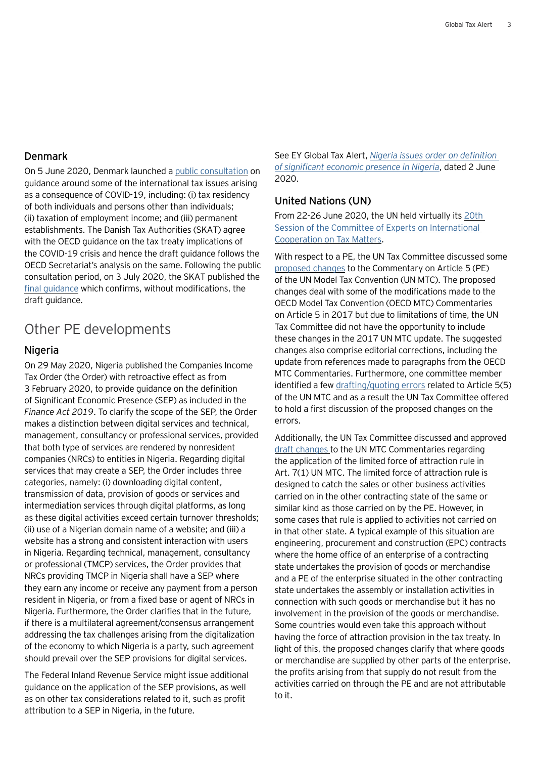### Denmark

On 5 June 2020, Denmark launched a public consultation on guidance around some of the international tax issues arising as a consequence of COVID-19, including: (i) tax residency of both individuals and persons other than individuals; (ii) taxation of employment income; and (iii) permanent establishments. The Danish Tax Authorities (SKAT) agree with the OECD guidance on the tax treaty implications of the COVID-19 crisis and hence the draft guidance follows the OECD Secretariat's analysis on the same. Following the public consultation period, on 3 July 2020, the SKAT published the final guidance which confirms, without modifications, the draft guidance.

## Other PE developments

### Nigeria

On 29 May 2020, Nigeria published the Companies Income Tax Order (the Order) with retroactive effect as from 3 February 2020, to provide guidance on the definition of Significant Economic Presence (SEP) as included in the *Finance Act 2019*. To clarify the scope of the SEP, the Order makes a distinction between digital services and technical, management, consultancy or professional services, provided that both type of services are rendered by nonresident companies (NRCs) to entities in Nigeria. Regarding digital services that may create a SEP, the Order includes three categories, namely: (i) downloading digital content, transmission of data, provision of goods or services and intermediation services through digital platforms, as long as these digital activities exceed certain turnover thresholds; (ii) use of a Nigerian domain name of a website; and (iii) a website has a strong and consistent interaction with users in Nigeria. Regarding technical, management, consultancy or professional (TMCP) services, the Order provides that NRCs providing TMCP in Nigeria shall have a SEP where they earn any income or receive any payment from a person resident in Nigeria, or from a fixed base or agent of NRCs in Nigeria. Furthermore, the Order clarifies that in the future, if there is a multilateral agreement/consensus arrangement addressing the tax challenges arising from the digitalization of the economy to which Nigeria is a party, such agreement should prevail over the SEP provisions for digital services.

The Federal Inland Revenue Service might issue additional guidance on the application of the SEP provisions, as well as on other tax considerations related to it, such as profit attribution to a SEP in Nigeria, in the future.

See EY Global Tax Alert, *Nigeria issues order on definition of significant economic presence in Nigeria*, dated 2 June 2020.

### United Nations (UN)

From 22-26 June 2020, the UN held virtually its 20th Session of the Committee of Experts on International Cooperation on Tax Matters.

With respect to a PE, the UN Tax Committee discussed some proposed changes to the Commentary on Article 5 (PE) of the UN Model Tax Convention (UN MTC). The proposed changes deal with some of the modifications made to the OECD Model Tax Convention (OECD MTC) Commentaries on Article 5 in 2017 but due to limitations of time, the UN Tax Committee did not have the opportunity to include these changes in the 2017 UN MTC update. The suggested changes also comprise editorial corrections, including the update from references made to paragraphs from the OECD MTC Commentaries. Furthermore, one committee member identified a few drafting/quoting errors related to Article 5(5) of the UN MTC and as a result the UN Tax Committee offered to hold a first discussion of the proposed changes on the errors.

Additionally, the UN Tax Committee discussed and approved draft changes to the UN MTC Commentaries regarding the application of the limited force of attraction rule in Art. 7(1) UN MTC. The limited force of attraction rule is designed to catch the sales or other business activities carried on in the other contracting state of the same or similar kind as those carried on by the PE. However, in some cases that rule is applied to activities not carried on in that other state. A typical example of this situation are engineering, procurement and construction (EPC) contracts where the home office of an enterprise of a contracting state undertakes the provision of goods or merchandise and a PE of the enterprise situated in the other contracting state undertakes the assembly or installation activities in connection with such goods or merchandise but it has no involvement in the provision of the goods or merchandise. Some countries would even take this approach without having the force of attraction provision in the tax treaty. In light of this, the proposed changes clarify that where goods or merchandise are supplied by other parts of the enterprise, the profits arising from that supply do not result from the activities carried on through the PE and are not attributable to it.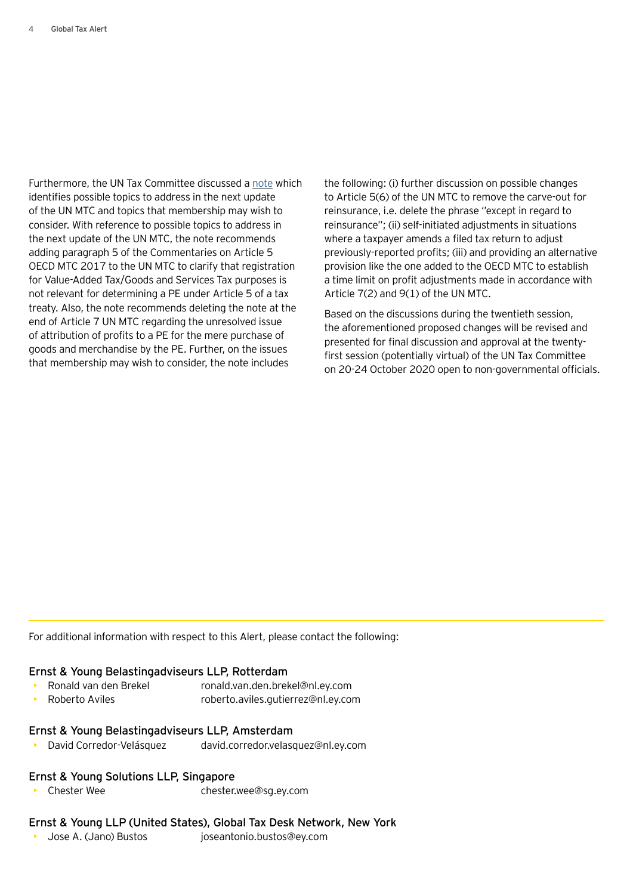Furthermore, the UN Tax Committee discussed a note which identifies possible topics to address in the next update of the UN MTC and topics that membership may wish to consider. With reference to possible topics to address in the next update of the UN MTC, the note recommends adding paragraph 5 of the Commentaries on Article 5 OECD MTC 2017 to the UN MTC to clarify that registration for Value-Added Tax/Goods and Services Tax purposes is not relevant for determining a PE under Article 5 of a tax treaty. Also, the note recommends deleting the note at the end of Article 7 UN MTC regarding the unresolved issue of attribution of profits to a PE for the mere purchase of goods and merchandise by the PE. Further, on the issues that membership may wish to consider, the note includes the following: (i) further discussion on possible changes to Article 5(6) of the UN MTC to remove the carve-out for reinsurance, i.e. delete the phrase "except in regard to reinsurance"; (ii) self-initiated adjustments in situations where a taxpayer amends a filed tax return to adjust previously-reported profits; (iii) and providing an alternative provision like the one added to the OECD MTC to establish a time limit on profit adjustments made in accordance with Article 7(2) and 9(1) of the UN MTC.

Based on the discussions during the twentieth session, the aforementioned proposed changes will be revised and presented for final discussion and approval at the twenty-first session (potentially virtual) of the UN Tax Committee on 20-24 October 2020 open to non-governmental officials.

---

For additional information with respect to this Alert, please contact the following:

### Ernst & Young Belastingadviseurs LLP, Rotterdam

- Ronald van den Brekel ronald.van.den.brekel@nl.ey.com
- Roberto Aviles roberto.aviles.gutierrez@nl.ey.com

### Ernst & Young Belastingadviseurs LLP, Amsterdam

- David Corredor-Velásquez david.corredor.velasquez@nl.ey.com

### Ernst & Young Solutions LLP, Singapore

- Chester Wee chester.wee@sg.ey.com

### Ernst & Young LLP (United States), Global Tax Desk Network, New York

- Jose A. (Jano) Bustos joseantonio.bustos@ey.com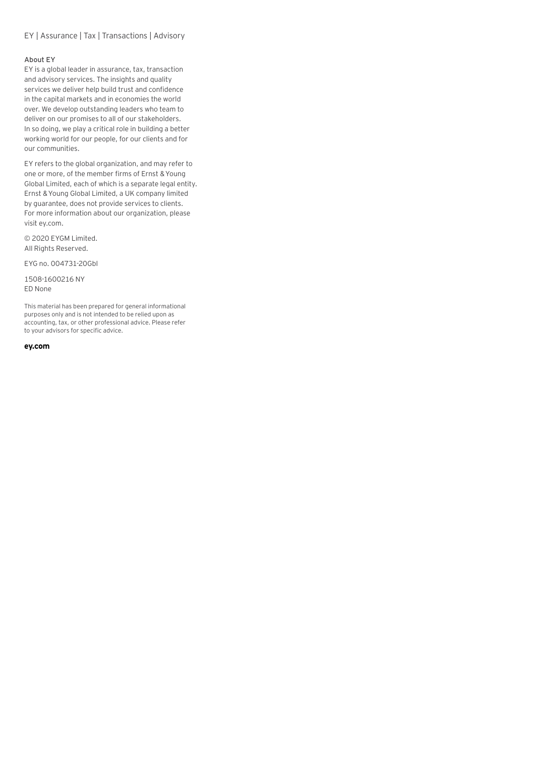EY | Assurance | Tax | Transactions | Advisory

**About EY**

EY is a global leader in assurance, tax, transaction and advisory services. The insights and quality services we deliver help build trust and confidence in the capital markets and in economies the world over. We develop outstanding leaders who team to deliver on our promises to all of our stakeholders. In so doing, we play a critical role in building a better working world for our people, for our clients and for our communities.

EY refers to the global organization, and may refer to one or more, of the member firms of Ernst & Young Global Limited, each of which is a separate legal entity. Ernst & Young Global Limited, a UK company limited by guarantee, does not provide services to clients. For more information about our organization, please visit ey.com.

© 2020 EYGM Limited.
All Rights Reserved.

EYG no. 004731-20Gbl

1508-1600216 NY
ED None

This material has been prepared for general informational purposes only and is not intended to be relied upon as accounting, tax, or other professional advice. Please refer to your advisors for specific advice.

**ey.com**